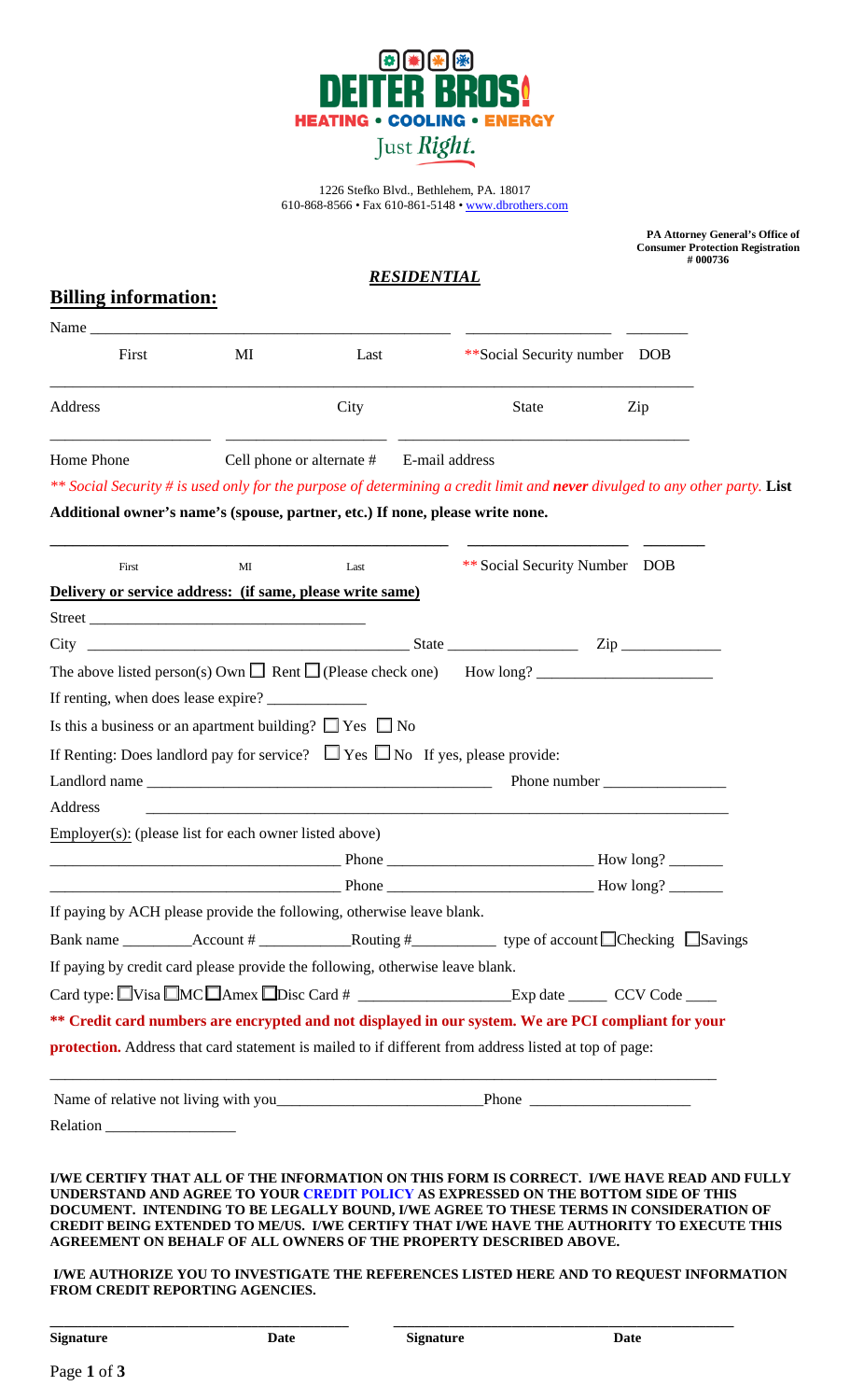# DEITER BROS

**HEATING • COOLING • ENERGY**

Just *Right.*

1226 Stefko Blvd., Bethlehem, PA. 18017
610-868-8566 • Fax 610-861-5148 • www.dbrothers.com

**PA Attorney General's Office of Consumer Protection Registration # 000736**

***RESIDENTIAL***

## Billing information:

Name _______________________________________________ __________________ ________

First MI Last **Social Security number DOB

_____________________________________________________________________________

Address City State Zip

____________________ ____________________ ____________________________________

Home Phone Cell phone or alternate # E-mail address

*** Social Security # is used only for the purpose of determining a credit limit and **never** divulged to any other party.* **List Additional owner's name's (spouse, partner, etc.) If none, please write none.**

_______________________________________________ ____________________ ________

First MI Last ** Social Security Number DOB

**Delivery or service address: (if same, please write same)**

Street ____________________________________

City ________________________________________ State ________________ Zip ____________

The above listed person(s) Own ☐ Rent ☐ (Please check one) How long? ______________________

If renting, when does lease expire? _____________

Is this a business or an apartment building? ☐ Yes ☐ No

If Renting: Does landlord pay for service? ☐ Yes ☐ No If yes, please provide:

Landlord name _____________________________________________ Phone number ________________

Address ________________________________________________________________________

Employer(s): (please list for each owner listed above)

_____________________________________ Phone _________________________ How long? _______

_____________________________________ Phone _________________________ How long? _______

If paying by ACH please provide the following, otherwise leave blank.

Bank name _________Account # ____________Routing #___________ type of account ☐Checking ☐Savings

If paying by credit card please provide the following, otherwise leave blank.

Card type: ☐Visa ☐MC ☐Amex ☐Disc Card # ____________________Exp date _____ CCV Code ____

**\*\* Credit card numbers are encrypted and not displayed in our system. We are PCI compliant for your protection.** Address that card statement is mailed to if different from address listed at top of page:

_____________________________________________________________________________

Name of relative not living with you__________________________Phone _____________________

Relation _________________

**I/WE CERTIFY THAT ALL OF THE INFORMATION ON THIS FORM IS CORRECT. I/WE HAVE READ AND FULLY UNDERSTAND AND AGREE TO YOUR CREDIT POLICY AS EXPRESSED ON THE BOTTOM SIDE OF THIS DOCUMENT. INTENDING TO BE LEGALLY BOUND, I/WE AGREE TO THESE TERMS IN CONSIDERATION OF CREDIT BEING EXTENDED TO ME/US. I/WE CERTIFY THAT I/WE HAVE THE AUTHORITY TO EXECUTE THIS AGREEMENT ON BEHALF OF ALL OWNERS OF THE PROPERTY DESCRIBED ABOVE.**

**I/WE AUTHORIZE YOU TO INVESTIGATE THE REFERENCES LISTED HERE AND TO REQUEST INFORMATION FROM CREDIT REPORTING AGENCIES.**

______________________________________ ____________________________________________

**Signature Date Signature Date**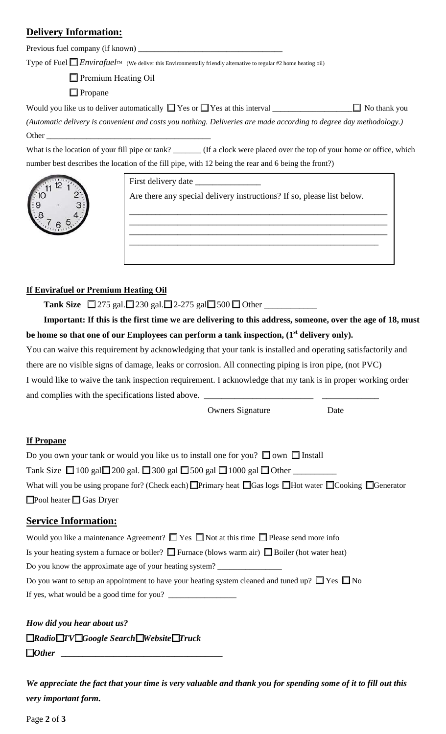## Delivery Information:

Previous fuel company (if known) ___________________________________

Type of Fuel ☐ *Envirafuel*™ (We deliver this Environmentally friendly alternative to regular #2 home heating oil)

☐ Premium Heating Oil

☐ Propane

Would you like us to deliver automatically ☐ Yes or ☐ Yes at this interval ___________________ ☐ No thank you

*(Automatic delivery is convenient and costs you nothing. Deliveries are made according to degree day methodology.)*

Other ________________________________________

What is the location of your fill pipe or tank? _______ (If a clock were placed over the top of your home or office, which number best describes the location of the fill pipe, with 12 being the rear and 6 being the front?)

First delivery date _______________

Are there any special delivery instructions? If so, please list below.

____________________________________________________________

____________________________________________________________

____________________________________________________________

____________________________________________________________

### If Envirafuel or Premium Heating Oil

**Tank Size** ☐ 275 gal. ☐ 230 gal. ☐ 2-275 gal ☐ 500 ☐ Other ____________

**Important: If this is the first time we are delivering to this address, someone, over the age of 18, must be home so that one of our Employees can perform a tank inspection, (1st delivery only).**

You can waive this requirement by acknowledging that your tank is installed and operating satisfactorily and there are no visible signs of damage, leaks or corrosion. All connecting piping is iron pipe, (not PVC)

I would like to waive the tank inspection requirement. I acknowledge that my tank is in proper working order and complies with the specifications listed above. _________________________ _____________

Owners Signature Date

### If Propane

Do you own your tank or would you like us to install one for you? ☐ own ☐ Install

Tank Size ☐ 100 gal ☐ 200 gal. ☐ 300 gal ☐ 500 gal ☐ 1000 gal ☐ Other __________

What will you be using propane for? (Check each) ☐ Primary heat ☐ Gas logs ☐ Hot water ☐ Cooking ☐ Generator ☐ Pool heater ☐ Gas Dryer

## Service Information:

Would you like a maintenance Agreement? ☐ Yes ☐ Not at this time ☐ Please send more info

Is your heating system a furnace or boiler? ☐ Furnace (blows warm air) ☐ Boiler (hot water heat)

Do you know the approximate age of your heating system? ________________

Do you want to setup an appointment to have your heating system cleaned and tuned up? ☐ Yes ☐ No

If yes, what would be a good time for you? _________________

***How did you hear about us?***

***☐ Radio ☐ TV ☐ Google Search ☐ Website ☐ Truck***

***☐ Other*** **_____________________________________**

***We appreciate the fact that your time is very valuable and thank you for spending some of it to fill out this very important form.***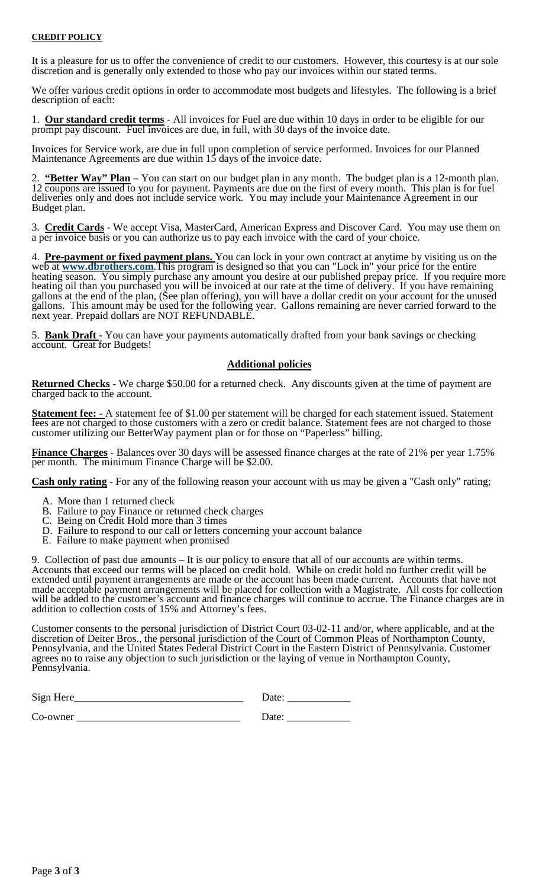**CREDIT POLICY**

It is a pleasure for us to offer the convenience of credit to our customers. However, this courtesy is at our sole discretion and is generally only extended to those who pay our invoices within our stated terms.

We offer various credit options in order to accommodate most budgets and lifestyles. The following is a brief description of each:

1. **Our standard credit terms** - All invoices for Fuel are due within 10 days in order to be eligible for our prompt pay discount. Fuel invoices are due, in full, with 30 days of the invoice date.

Invoices for Service work, are due in full upon completion of service performed. Invoices for our Planned Maintenance Agreements are due within 15 days of the invoice date.

2. **"Better Way" Plan** – You can start on our budget plan in any month. The budget plan is a 12-month plan. 12 coupons are issued to you for payment. Payments are due on the first of every month. This plan is for fuel deliveries only and does not include service work. You may include your Maintenance Agreement in our Budget plan.

3. **Credit Cards** - We accept Visa, MasterCard, American Express and Discover Card. You may use them on a per invoice basis or you can authorize us to pay each invoice with the card of your choice.

4. **Pre-payment or fixed payment plans.** You can lock in your own contract at anytime by visiting us on the web at **www.dbrothers.com**.This program is designed so that you can "Lock in" your price for the entire heating season. You simply purchase any amount you desire at our published prepay price. If you require more heating oil than you purchased you will be invoiced at our rate at the time of delivery. If you have remaining gallons at the end of the plan, (See plan offering), you will have a dollar credit on your account for the unused gallons. This amount may be used for the following year. Gallons remaining are never carried forward to the next year. Prepaid dollars are NOT REFUNDABLE.

5. **Bank Draft** - You can have your payments automatically drafted from your bank savings or checking account. Great for Budgets!

**Additional policies**

**Returned Checks** - We charge $50.00 for a returned check. Any discounts given at the time of payment are charged back to the account.

**Statement fee: -** A statement fee of $1.00 per statement will be charged for each statement issued. Statement fees are not charged to those customers with a zero or credit balance. Statement fees are not charged to those customer utilizing our BetterWay payment plan or for those on "Paperless" billing.

**Finance Charges** - Balances over 30 days will be assessed finance charges at the rate of 21% per year 1.75% per month. The minimum Finance Charge will be $2.00.

**Cash only rating** - For any of the following reason your account with us may be given a "Cash only" rating;

A. More than 1 returned check
B. Failure to pay Finance or returned check charges
C. Being on Credit Hold more than 3 times
D. Failure to respond to our call or letters concerning your account balance
E. Failure to make payment when promised

9. Collection of past due amounts – It is our policy to ensure that all of our accounts are within terms. Accounts that exceed our terms will be placed on credit hold. While on credit hold no further credit will be extended until payment arrangements are made or the account has been made current. Accounts that have not made acceptable payment arrangements will be placed for collection with a Magistrate. All costs for collection will be added to the customer's account and finance charges will continue to accrue. The Finance charges are in addition to collection costs of 15% and Attorney's fees.

Customer consents to the personal jurisdiction of District Court 03-02-11 and/or, where applicable, and at the discretion of Deiter Bros., the personal jurisdiction of the Court of Common Pleas of Northampton County, Pennsylvania, and the United States Federal District Court in the Eastern District of Pennsylvania. Customer agrees no to raise any objection to such jurisdiction or the laying of venue in Northampton County, Pennsylvania.

Sign Here\_\_\_\_\_\_\_\_\_\_\_\_\_\_\_\_\_\_\_\_\_\_\_\_\_\_\_\_\_\_\_ Date: \_\_\_\_\_\_\_\_\_\_\_\_

Co-owner \_\_\_\_\_\_\_\_\_\_\_\_\_\_\_\_\_\_\_\_\_\_\_\_\_\_\_\_\_\_\_ Date: \_\_\_\_\_\_\_\_\_\_\_\_